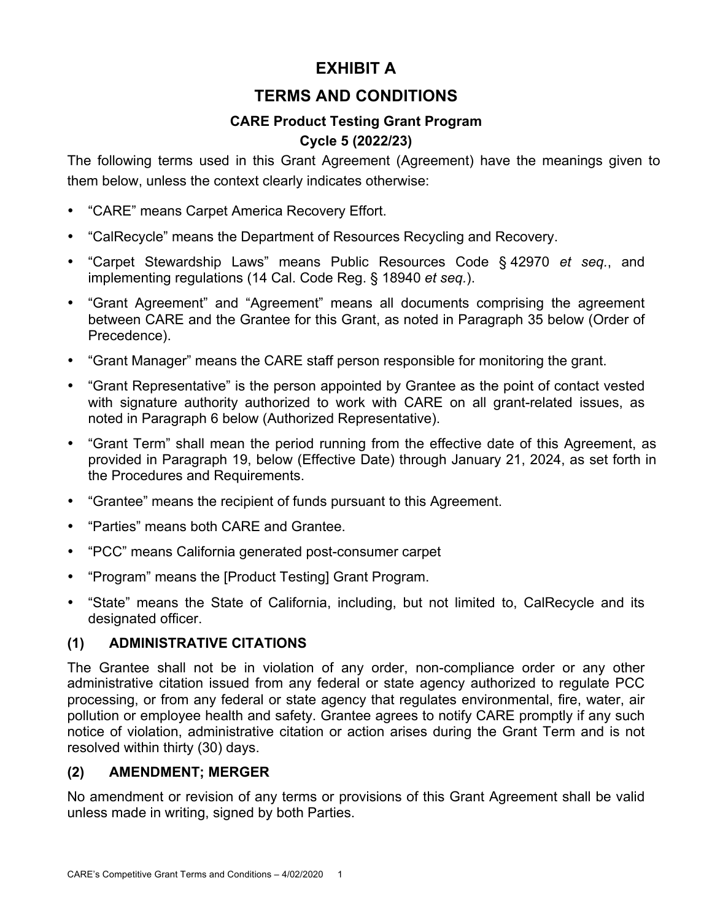# EXHIBIT A

# TERMS AND CONDITIONS

### CARE Product Testing Grant Program

### Cycle 5 (2022/23)

The following terms used in this Grant Agreement (Agreement) have the meanings given to them below, unless the context clearly indicates otherwise:

- "CARE" means Carpet America Recovery Effort.
- "CalRecycle" means the Department of Resources Recycling and Recovery.
- "Carpet Stewardship Laws" means Public Resources Code § 42970 *et seq.*, and implementing regulations (14 Cal. Code Reg. § 18940 *et seq.*).
- "Grant Agreement" and "Agreement" means all documents comprising the agreement between CARE and the Grantee for this Grant, as noted in Paragraph 35 below (Order of Precedence).
- "Grant Manager" means the CARE staff person responsible for monitoring the grant.
- "Grant Representative" is the person appointed by Grantee as the point of contact vested with signature authority authorized to work with CARE on all grant-related issues, as noted in Paragraph 6 below (Authorized Representative).
- "Grant Term" shall mean the period running from the effective date of this Agreement, as provided in Paragraph 19, below (Effective Date) through January 21, 2024, as set forth in the Procedures and Requirements.
- "Grantee" means the recipient of funds pursuant to this Agreement.
- "Parties" means both CARE and Grantee.
- "PCC" means California generated post-consumer carpet
- "Program" means the [Product Testing] Grant Program.
- "State" means the State of California, including, but not limited to, CalRecycle and its designated officer.

## (1) ADMINISTRATIVE CITATIONS

The Grantee shall not be in violation of any order, non-compliance order or any other administrative citation issued from any federal or state agency authorized to regulate PCC processing, or from any federal or state agency that regulates environmental, fire, water, air pollution or employee health and safety. Grantee agrees to notify CARE promptly if any such notice of violation, administrative citation or action arises during the Grant Term and is not resolved within thirty (30) days.

## (2) AMENDMENT; MERGER

No amendment or revision of any terms or provisions of this Grant Agreement shall be valid unless made in writing, signed by both Parties.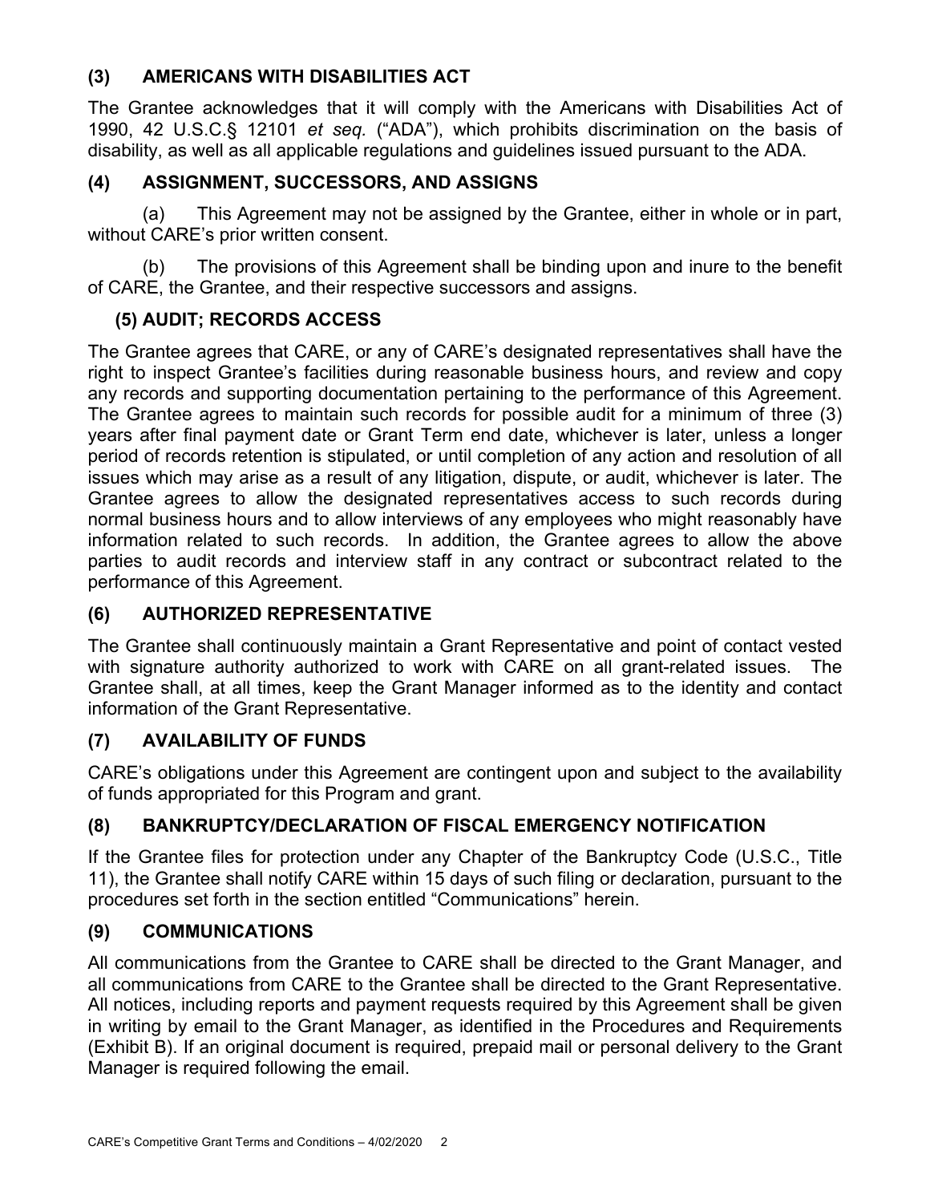### (3) AMERICANS WITH DISABILITIES ACT

The Grantee acknowledges that it will comply with the Americans with Disabilities Act of 1990, 42 U.S.C.§ 12101 *et seq.* ("ADA"), which prohibits discrimination on the basis of disability, as well as all applicable regulations and guidelines issued pursuant to the ADA.

### (4) ASSIGNMENT, SUCCESSORS, AND ASSIGNS

(a) This Agreement may not be assigned by the Grantee, either in whole or in part, without CARE's prior written consent.

(b) The provisions of this Agreement shall be binding upon and inure to the benefit of CARE, the Grantee, and their respective successors and assigns.

### (5) AUDIT; RECORDS ACCESS

The Grantee agrees that CARE, or any of CARE's designated representatives shall have the right to inspect Grantee's facilities during reasonable business hours, and review and copy any records and supporting documentation pertaining to the performance of this Agreement. The Grantee agrees to maintain such records for possible audit for a minimum of three (3) years after final payment date or Grant Term end date, whichever is later, unless a longer period of records retention is stipulated, or until completion of any action and resolution of all issues which may arise as a result of any litigation, dispute, or audit, whichever is later. The Grantee agrees to allow the designated representatives access to such records during normal business hours and to allow interviews of any employees who might reasonably have information related to such records. In addition, the Grantee agrees to allow the above parties to audit records and interview staff in any contract or subcontract related to the performance of this Agreement.

### (6) AUTHORIZED REPRESENTATIVE

The Grantee shall continuously maintain a Grant Representative and point of contact vested with signature authority authorized to work with CARE on all grant-related issues. The Grantee shall, at all times, keep the Grant Manager informed as to the identity and contact information of the Grant Representative.

### (7) AVAILABILITY OF FUNDS

CARE's obligations under this Agreement are contingent upon and subject to the availability of funds appropriated for this Program and grant.

### (8) BANKRUPTCY/DECLARATION OF FISCAL EMERGENCY NOTIFICATION

If the Grantee files for protection under any Chapter of the Bankruptcy Code (U.S.C., Title 11), the Grantee shall notify CARE within 15 days of such filing or declaration, pursuant to the procedures set forth in the section entitled "Communications" herein.

### (9) COMMUNICATIONS

All communications from the Grantee to CARE shall be directed to the Grant Manager, and all communications from CARE to the Grantee shall be directed to the Grant Representative. All notices, including reports and payment requests required by this Agreement shall be given in writing by email to the Grant Manager, as identified in the Procedures and Requirements (Exhibit B). If an original document is required, prepaid mail or personal delivery to the Grant Manager is required following the email.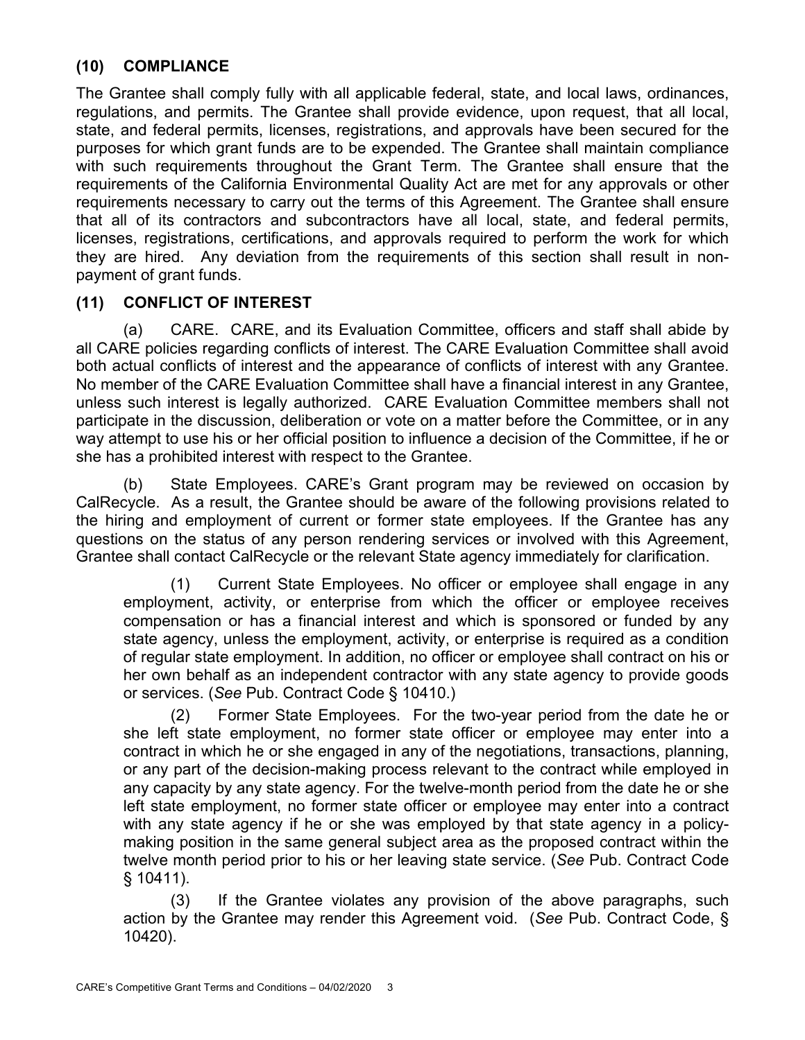## (10) COMPLIANCE

The Grantee shall comply fully with all applicable federal, state, and local laws, ordinances, regulations, and permits. The Grantee shall provide evidence, upon request, that all local, state, and federal permits, licenses, registrations, and approvals have been secured for the purposes for which grant funds are to be expended. The Grantee shall maintain compliance with such requirements throughout the Grant Term. The Grantee shall ensure that the requirements of the California Environmental Quality Act are met for any approvals or other requirements necessary to carry out the terms of this Agreement. The Grantee shall ensure that all of its contractors and subcontractors have all local, state, and federal permits, licenses, registrations, certifications, and approvals required to perform the work for which they are hired. Any deviation from the requirements of this section shall result in non-payment of grant funds.

## (11) CONFLICT OF INTEREST

(a) CARE. CARE, and its Evaluation Committee, officers and staff shall abide by all CARE policies regarding conflicts of interest. The CARE Evaluation Committee shall avoid both actual conflicts of interest and the appearance of conflicts of interest with any Grantee. No member of the CARE Evaluation Committee shall have a financial interest in any Grantee, unless such interest is legally authorized. CARE Evaluation Committee members shall not participate in the discussion, deliberation or vote on a matter before the Committee, or in any way attempt to use his or her official position to influence a decision of the Committee, if he or she has a prohibited interest with respect to the Grantee.

(b) State Employees. CARE's Grant program may be reviewed on occasion by CalRecycle. As a result, the Grantee should be aware of the following provisions related to the hiring and employment of current or former state employees. If the Grantee has any questions on the status of any person rendering services or involved with this Agreement, Grantee shall contact CalRecycle or the relevant State agency immediately for clarification.

(1) Current State Employees. No officer or employee shall engage in any employment, activity, or enterprise from which the officer or employee receives compensation or has a financial interest and which is sponsored or funded by any state agency, unless the employment, activity, or enterprise is required as a condition of regular state employment. In addition, no officer or employee shall contract on his or her own behalf as an independent contractor with any state agency to provide goods or services. (*See* Pub. Contract Code § 10410.)

(2) Former State Employees. For the two-year period from the date he or she left state employment, no former state officer or employee may enter into a contract in which he or she engaged in any of the negotiations, transactions, planning, or any part of the decision-making process relevant to the contract while employed in any capacity by any state agency. For the twelve-month period from the date he or she left state employment, no former state officer or employee may enter into a contract with any state agency if he or she was employed by that state agency in a policy-making position in the same general subject area as the proposed contract within the twelve month period prior to his or her leaving state service. (*See* Pub. Contract Code § 10411).

(3) If the Grantee violates any provision of the above paragraphs, such action by the Grantee may render this Agreement void. (*See* Pub. Contract Code, § 10420).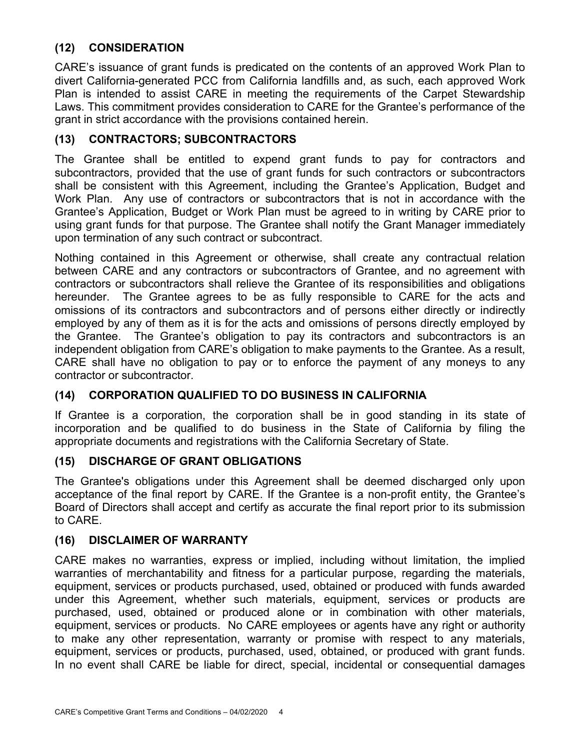### (12) CONSIDERATION

CARE's issuance of grant funds is predicated on the contents of an approved Work Plan to divert California-generated PCC from California landfills and, as such, each approved Work Plan is intended to assist CARE in meeting the requirements of the Carpet Stewardship Laws. This commitment provides consideration to CARE for the Grantee's performance of the grant in strict accordance with the provisions contained herein.

### (13) CONTRACTORS; SUBCONTRACTORS

The Grantee shall be entitled to expend grant funds to pay for contractors and subcontractors, provided that the use of grant funds for such contractors or subcontractors shall be consistent with this Agreement, including the Grantee's Application, Budget and Work Plan. Any use of contractors or subcontractors that is not in accordance with the Grantee's Application, Budget or Work Plan must be agreed to in writing by CARE prior to using grant funds for that purpose. The Grantee shall notify the Grant Manager immediately upon termination of any such contract or subcontract.

Nothing contained in this Agreement or otherwise, shall create any contractual relation between CARE and any contractors or subcontractors of Grantee, and no agreement with contractors or subcontractors shall relieve the Grantee of its responsibilities and obligations hereunder. The Grantee agrees to be as fully responsible to CARE for the acts and omissions of its contractors and subcontractors and of persons either directly or indirectly employed by any of them as it is for the acts and omissions of persons directly employed by the Grantee. The Grantee's obligation to pay its contractors and subcontractors is an independent obligation from CARE's obligation to make payments to the Grantee. As a result, CARE shall have no obligation to pay or to enforce the payment of any moneys to any contractor or subcontractor.

### (14) CORPORATION QUALIFIED TO DO BUSINESS IN CALIFORNIA

If Grantee is a corporation, the corporation shall be in good standing in its state of incorporation and be qualified to do business in the State of California by filing the appropriate documents and registrations with the California Secretary of State.

### (15) DISCHARGE OF GRANT OBLIGATIONS

The Grantee's obligations under this Agreement shall be deemed discharged only upon acceptance of the final report by CARE. If the Grantee is a non-profit entity, the Grantee's Board of Directors shall accept and certify as accurate the final report prior to its submission to CARE.

### (16) DISCLAIMER OF WARRANTY

CARE makes no warranties, express or implied, including without limitation, the implied warranties of merchantability and fitness for a particular purpose, regarding the materials, equipment, services or products purchased, used, obtained or produced with funds awarded under this Agreement, whether such materials, equipment, services or products are purchased, used, obtained or produced alone or in combination with other materials, equipment, services or products. No CARE employees or agents have any right or authority to make any other representation, warranty or promise with respect to any materials, equipment, services or products, purchased, used, obtained, or produced with grant funds. In no event shall CARE be liable for direct, special, incidental or consequential damages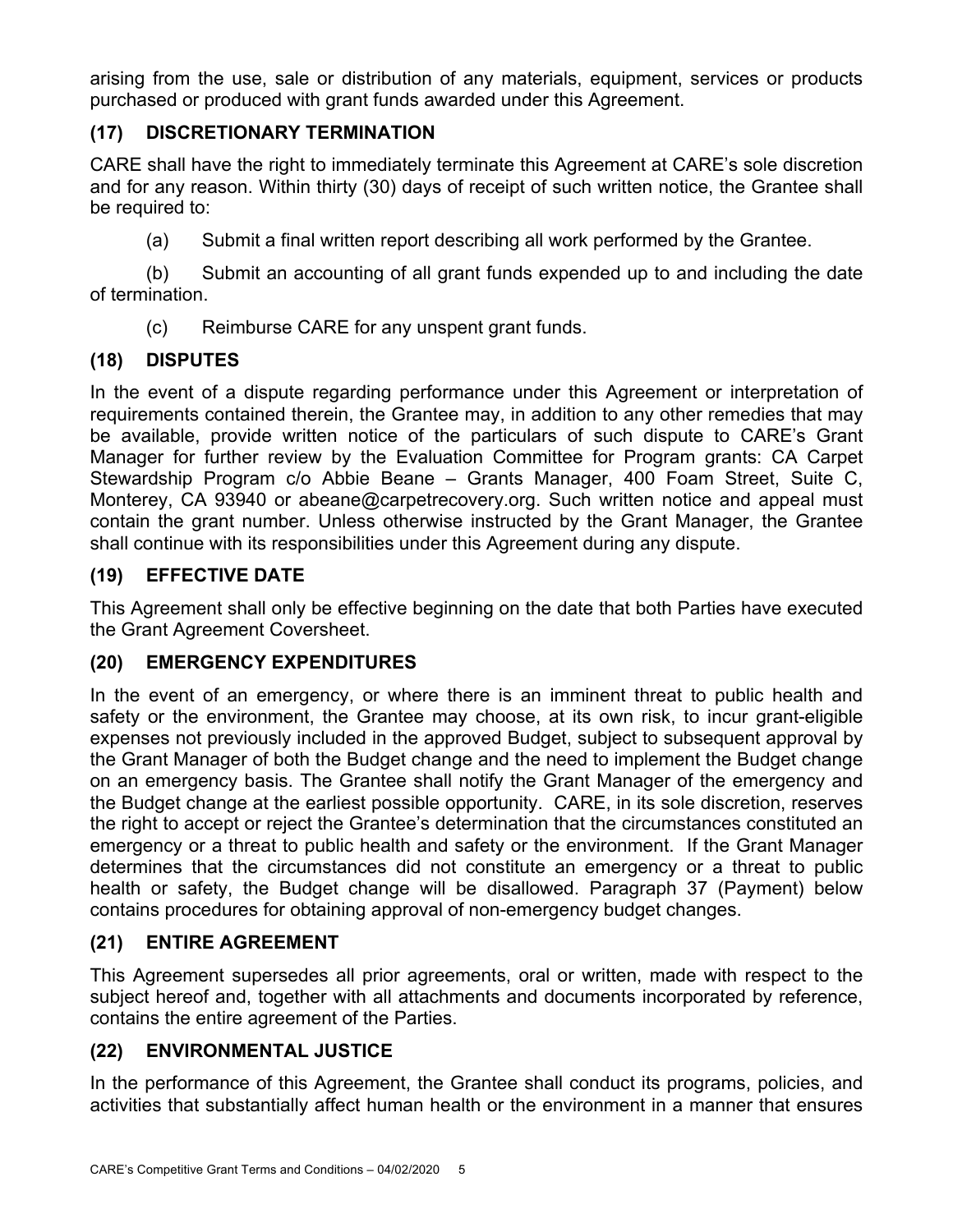arising from the use, sale or distribution of any materials, equipment, services or products purchased or produced with grant funds awarded under this Agreement.

### (17) DISCRETIONARY TERMINATION

CARE shall have the right to immediately terminate this Agreement at CARE's sole discretion and for any reason. Within thirty (30) days of receipt of such written notice, the Grantee shall be required to:

(a) Submit a final written report describing all work performed by the Grantee.

(b) Submit an accounting of all grant funds expended up to and including the date of termination.

(c) Reimburse CARE for any unspent grant funds.

### (18) DISPUTES

In the event of a dispute regarding performance under this Agreement or interpretation of requirements contained therein, the Grantee may, in addition to any other remedies that may be available, provide written notice of the particulars of such dispute to CARE's Grant Manager for further review by the Evaluation Committee for Program grants: CA Carpet Stewardship Program c/o Abbie Beane – Grants Manager, 400 Foam Street, Suite C, Monterey, CA 93940 or abeane@carpetrecovery.org. Such written notice and appeal must contain the grant number. Unless otherwise instructed by the Grant Manager, the Grantee shall continue with its responsibilities under this Agreement during any dispute.

### (19) EFFECTIVE DATE

This Agreement shall only be effective beginning on the date that both Parties have executed the Grant Agreement Coversheet.

### (20) EMERGENCY EXPENDITURES

In the event of an emergency, or where there is an imminent threat to public health and safety or the environment, the Grantee may choose, at its own risk, to incur grant-eligible expenses not previously included in the approved Budget, subject to subsequent approval by the Grant Manager of both the Budget change and the need to implement the Budget change on an emergency basis. The Grantee shall notify the Grant Manager of the emergency and the Budget change at the earliest possible opportunity. CARE, in its sole discretion, reserves the right to accept or reject the Grantee's determination that the circumstances constituted an emergency or a threat to public health and safety or the environment. If the Grant Manager determines that the circumstances did not constitute an emergency or a threat to public health or safety, the Budget change will be disallowed. Paragraph 37 (Payment) below contains procedures for obtaining approval of non-emergency budget changes.

### (21) ENTIRE AGREEMENT

This Agreement supersedes all prior agreements, oral or written, made with respect to the subject hereof and, together with all attachments and documents incorporated by reference, contains the entire agreement of the Parties.

### (22) ENVIRONMENTAL JUSTICE

In the performance of this Agreement, the Grantee shall conduct its programs, policies, and activities that substantially affect human health or the environment in a manner that ensures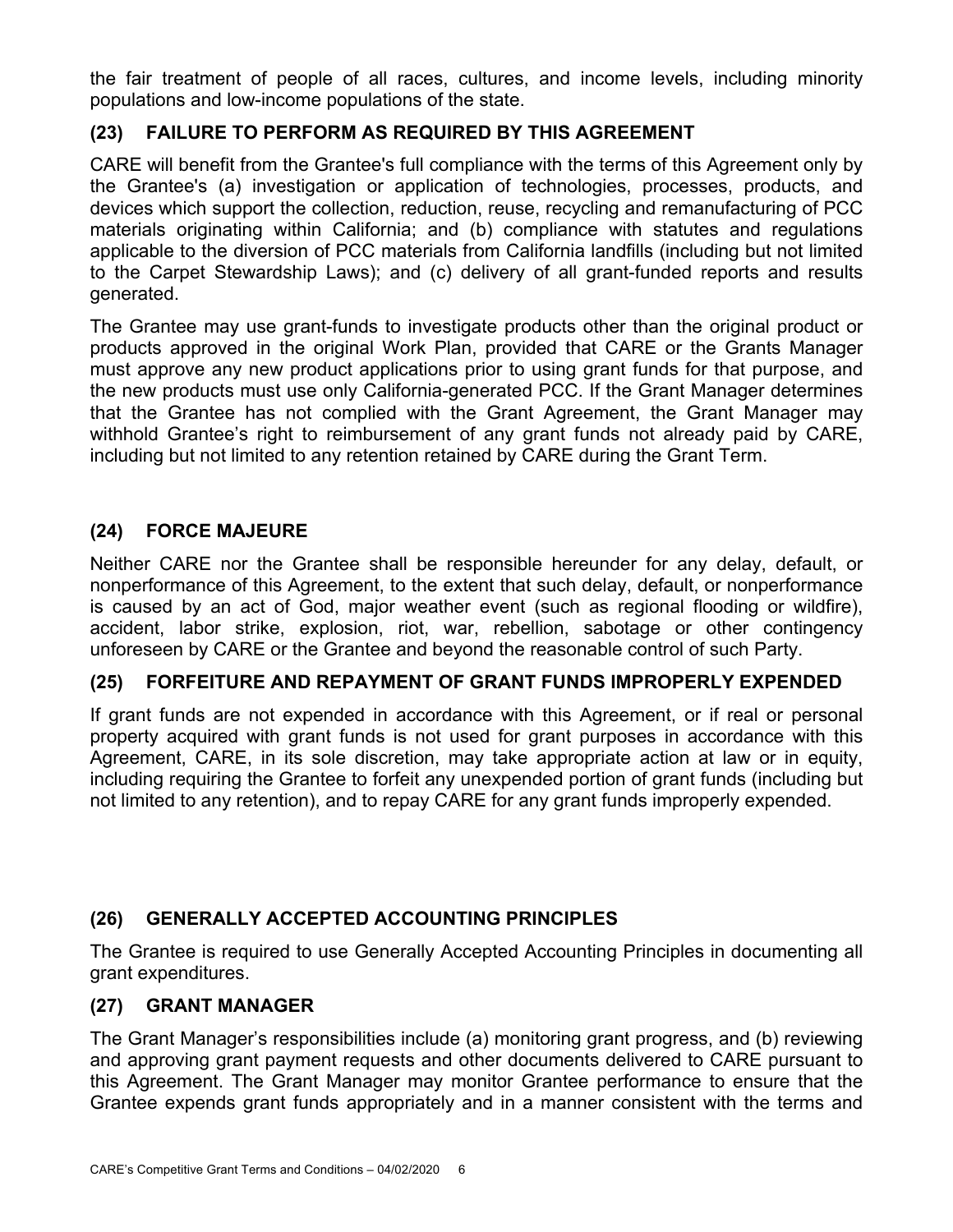the fair treatment of people of all races, cultures, and income levels, including minority populations and low-income populations of the state.

### (23) FAILURE TO PERFORM AS REQUIRED BY THIS AGREEMENT

CARE will benefit from the Grantee's full compliance with the terms of this Agreement only by the Grantee's (a) investigation or application of technologies, processes, products, and devices which support the collection, reduction, reuse, recycling and remanufacturing of PCC materials originating within California; and (b) compliance with statutes and regulations applicable to the diversion of PCC materials from California landfills (including but not limited to the Carpet Stewardship Laws); and (c) delivery of all grant-funded reports and results generated.

The Grantee may use grant-funds to investigate products other than the original product or products approved in the original Work Plan, provided that CARE or the Grants Manager must approve any new product applications prior to using grant funds for that purpose, and the new products must use only California-generated PCC. If the Grant Manager determines that the Grantee has not complied with the Grant Agreement, the Grant Manager may withhold Grantee's right to reimbursement of any grant funds not already paid by CARE, including but not limited to any retention retained by CARE during the Grant Term.

### (24) FORCE MAJEURE

Neither CARE nor the Grantee shall be responsible hereunder for any delay, default, or nonperformance of this Agreement, to the extent that such delay, default, or nonperformance is caused by an act of God, major weather event (such as regional flooding or wildfire), accident, labor strike, explosion, riot, war, rebellion, sabotage or other contingency unforeseen by CARE or the Grantee and beyond the reasonable control of such Party.

### (25) FORFEITURE AND REPAYMENT OF GRANT FUNDS IMPROPERLY EXPENDED

If grant funds are not expended in accordance with this Agreement, or if real or personal property acquired with grant funds is not used for grant purposes in accordance with this Agreement, CARE, in its sole discretion, may take appropriate action at law or in equity, including requiring the Grantee to forfeit any unexpended portion of grant funds (including but not limited to any retention), and to repay CARE for any grant funds improperly expended.

### (26) GENERALLY ACCEPTED ACCOUNTING PRINCIPLES

The Grantee is required to use Generally Accepted Accounting Principles in documenting all grant expenditures.

### (27) GRANT MANAGER

The Grant Manager's responsibilities include (a) monitoring grant progress, and (b) reviewing and approving grant payment requests and other documents delivered to CARE pursuant to this Agreement. The Grant Manager may monitor Grantee performance to ensure that the Grantee expends grant funds appropriately and in a manner consistent with the terms and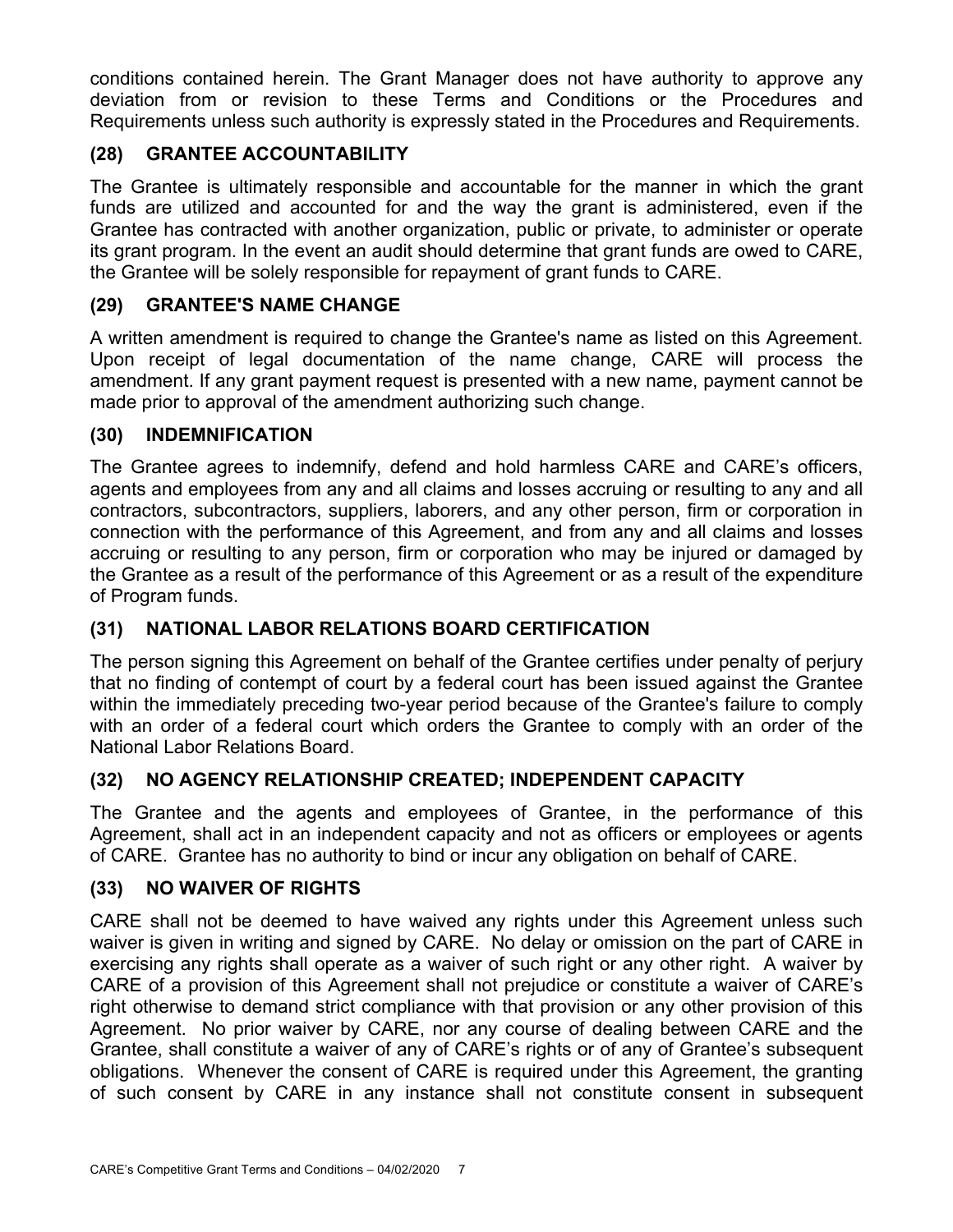conditions contained herein. The Grant Manager does not have authority to approve any deviation from or revision to these Terms and Conditions or the Procedures and Requirements unless such authority is expressly stated in the Procedures and Requirements.

### (28) GRANTEE ACCOUNTABILITY

The Grantee is ultimately responsible and accountable for the manner in which the grant funds are utilized and accounted for and the way the grant is administered, even if the Grantee has contracted with another organization, public or private, to administer or operate its grant program. In the event an audit should determine that grant funds are owed to CARE, the Grantee will be solely responsible for repayment of grant funds to CARE.

### (29) GRANTEE'S NAME CHANGE

A written amendment is required to change the Grantee's name as listed on this Agreement. Upon receipt of legal documentation of the name change, CARE will process the amendment. If any grant payment request is presented with a new name, payment cannot be made prior to approval of the amendment authorizing such change.

### (30) INDEMNIFICATION

The Grantee agrees to indemnify, defend and hold harmless CARE and CARE's officers, agents and employees from any and all claims and losses accruing or resulting to any and all contractors, subcontractors, suppliers, laborers, and any other person, firm or corporation in connection with the performance of this Agreement, and from any and all claims and losses accruing or resulting to any person, firm or corporation who may be injured or damaged by the Grantee as a result of the performance of this Agreement or as a result of the expenditure of Program funds.

### (31) NATIONAL LABOR RELATIONS BOARD CERTIFICATION

The person signing this Agreement on behalf of the Grantee certifies under penalty of perjury that no finding of contempt of court by a federal court has been issued against the Grantee within the immediately preceding two-year period because of the Grantee's failure to comply with an order of a federal court which orders the Grantee to comply with an order of the National Labor Relations Board.

### (32) NO AGENCY RELATIONSHIP CREATED; INDEPENDENT CAPACITY

The Grantee and the agents and employees of Grantee, in the performance of this Agreement, shall act in an independent capacity and not as officers or employees or agents of CARE. Grantee has no authority to bind or incur any obligation on behalf of CARE.

### (33) NO WAIVER OF RIGHTS

CARE shall not be deemed to have waived any rights under this Agreement unless such waiver is given in writing and signed by CARE. No delay or omission on the part of CARE in exercising any rights shall operate as a waiver of such right or any other right. A waiver by CARE of a provision of this Agreement shall not prejudice or constitute a waiver of CARE's right otherwise to demand strict compliance with that provision or any other provision of this Agreement. No prior waiver by CARE, nor any course of dealing between CARE and the Grantee, shall constitute a waiver of any of CARE's rights or of any of Grantee's subsequent obligations. Whenever the consent of CARE is required under this Agreement, the granting of such consent by CARE in any instance shall not constitute consent in subsequent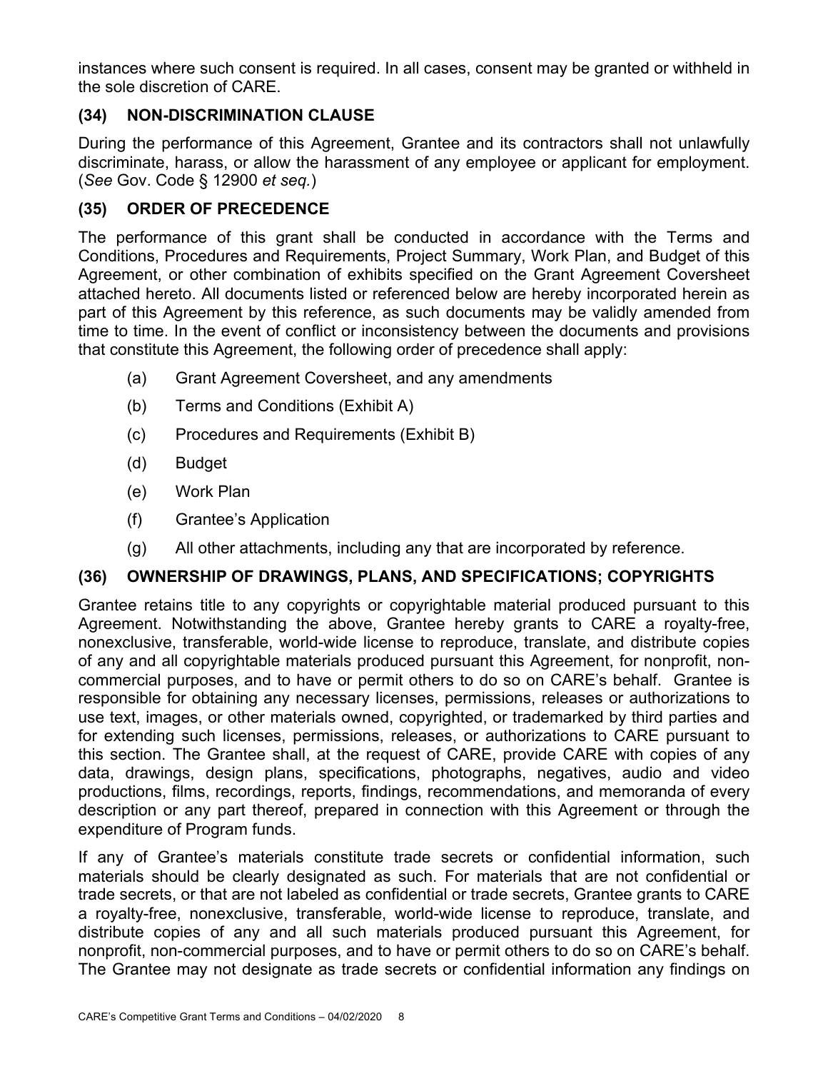instances where such consent is required. In all cases, consent may be granted or withheld in the sole discretion of CARE.

### (34) NON-DISCRIMINATION CLAUSE

During the performance of this Agreement, Grantee and its contractors shall not unlawfully discriminate, harass, or allow the harassment of any employee or applicant for employment. (*See* Gov. Code § 12900 *et seq.*)

### (35) ORDER OF PRECEDENCE

The performance of this grant shall be conducted in accordance with the Terms and Conditions, Procedures and Requirements, Project Summary, Work Plan, and Budget of this Agreement, or other combination of exhibits specified on the Grant Agreement Coversheet attached hereto. All documents listed or referenced below are hereby incorporated herein as part of this Agreement by this reference, as such documents may be validly amended from time to time. In the event of conflict or inconsistency between the documents and provisions that constitute this Agreement, the following order of precedence shall apply:

(a) Grant Agreement Coversheet, and any amendments

(b) Terms and Conditions (Exhibit A)

(c) Procedures and Requirements (Exhibit B)

(d) Budget

(e) Work Plan

(f) Grantee's Application

(g) All other attachments, including any that are incorporated by reference.

### (36) OWNERSHIP OF DRAWINGS, PLANS, AND SPECIFICATIONS; COPYRIGHTS

Grantee retains title to any copyrights or copyrightable material produced pursuant to this Agreement. Notwithstanding the above, Grantee hereby grants to CARE a royalty-free, nonexclusive, transferable, world-wide license to reproduce, translate, and distribute copies of any and all copyrightable materials produced pursuant this Agreement, for nonprofit, non-commercial purposes, and to have or permit others to do so on CARE's behalf. Grantee is responsible for obtaining any necessary licenses, permissions, releases or authorizations to use text, images, or other materials owned, copyrighted, or trademarked by third parties and for extending such licenses, permissions, releases, or authorizations to CARE pursuant to this section. The Grantee shall, at the request of CARE, provide CARE with copies of any data, drawings, design plans, specifications, photographs, negatives, audio and video productions, films, recordings, reports, findings, recommendations, and memoranda of every description or any part thereof, prepared in connection with this Agreement or through the expenditure of Program funds.

If any of Grantee's materials constitute trade secrets or confidential information, such materials should be clearly designated as such. For materials that are not confidential or trade secrets, or that are not labeled as confidential or trade secrets, Grantee grants to CARE a royalty-free, nonexclusive, transferable, world-wide license to reproduce, translate, and distribute copies of any and all such materials produced pursuant this Agreement, for nonprofit, non-commercial purposes, and to have or permit others to do so on CARE's behalf. The Grantee may not designate as trade secrets or confidential information any findings on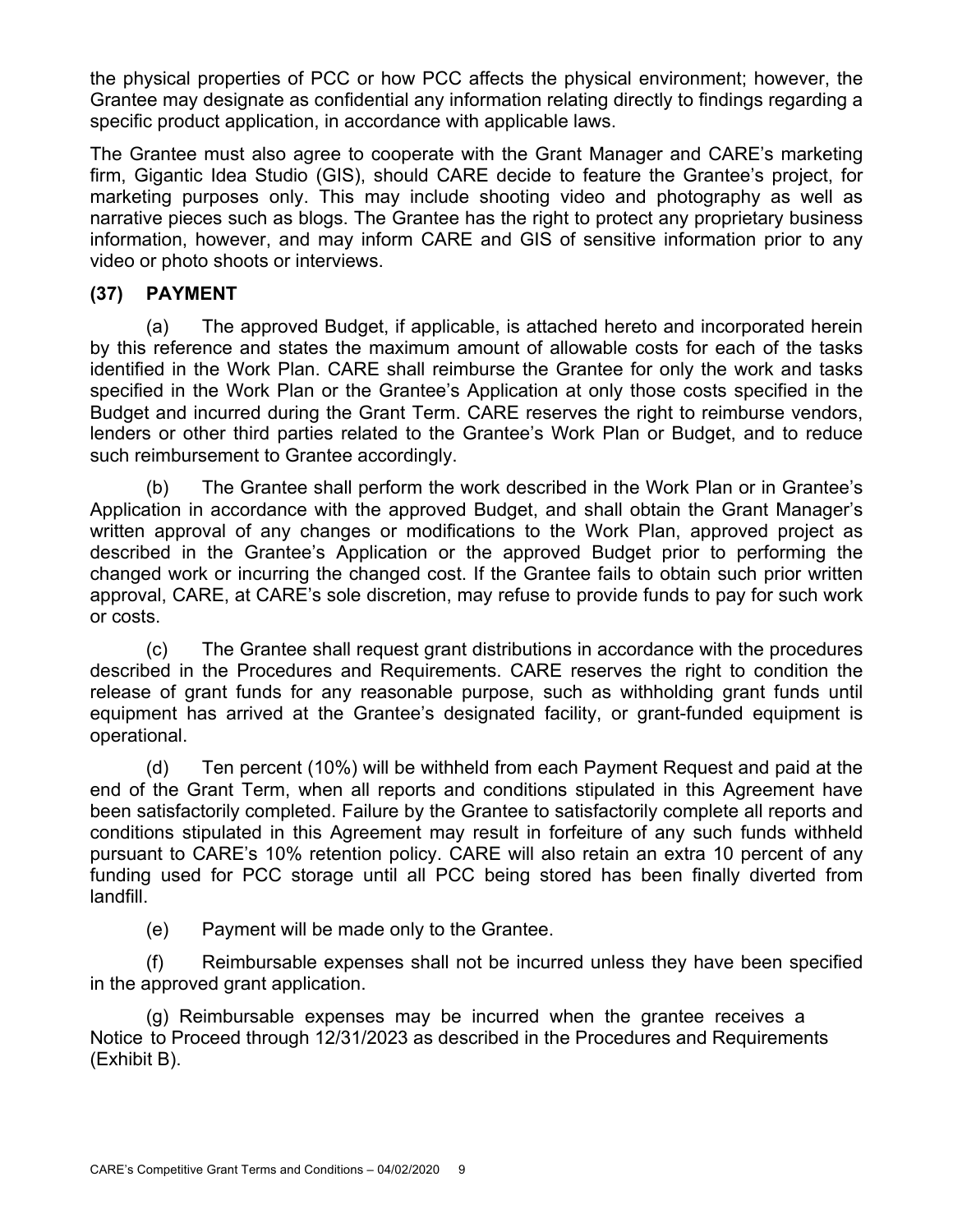the physical properties of PCC or how PCC affects the physical environment; however, the Grantee may designate as confidential any information relating directly to findings regarding a specific product application, in accordance with applicable laws.

The Grantee must also agree to cooperate with the Grant Manager and CARE's marketing firm, Gigantic Idea Studio (GIS), should CARE decide to feature the Grantee's project, for marketing purposes only. This may include shooting video and photography as well as narrative pieces such as blogs. The Grantee has the right to protect any proprietary business information, however, and may inform CARE and GIS of sensitive information prior to any video or photo shoots or interviews.

**(37) PAYMENT**

(a) The approved Budget, if applicable, is attached hereto and incorporated herein by this reference and states the maximum amount of allowable costs for each of the tasks identified in the Work Plan. CARE shall reimburse the Grantee for only the work and tasks specified in the Work Plan or the Grantee's Application at only those costs specified in the Budget and incurred during the Grant Term. CARE reserves the right to reimburse vendors, lenders or other third parties related to the Grantee's Work Plan or Budget, and to reduce such reimbursement to Grantee accordingly.

(b) The Grantee shall perform the work described in the Work Plan or in Grantee's Application in accordance with the approved Budget, and shall obtain the Grant Manager's written approval of any changes or modifications to the Work Plan, approved project as described in the Grantee's Application or the approved Budget prior to performing the changed work or incurring the changed cost. If the Grantee fails to obtain such prior written approval, CARE, at CARE's sole discretion, may refuse to provide funds to pay for such work or costs.

(c) The Grantee shall request grant distributions in accordance with the procedures described in the Procedures and Requirements. CARE reserves the right to condition the release of grant funds for any reasonable purpose, such as withholding grant funds until equipment has arrived at the Grantee's designated facility, or grant-funded equipment is operational.

(d) Ten percent (10%) will be withheld from each Payment Request and paid at the end of the Grant Term, when all reports and conditions stipulated in this Agreement have been satisfactorily completed. Failure by the Grantee to satisfactorily complete all reports and conditions stipulated in this Agreement may result in forfeiture of any such funds withheld pursuant to CARE's 10% retention policy. CARE will also retain an extra 10 percent of any funding used for PCC storage until all PCC being stored has been finally diverted from landfill.

(e) Payment will be made only to the Grantee.

(f) Reimbursable expenses shall not be incurred unless they have been specified in the approved grant application.

(g) Reimbursable expenses may be incurred when the grantee receives a Notice to Proceed through 12/31/2023 as described in the Procedures and Requirements (Exhibit B).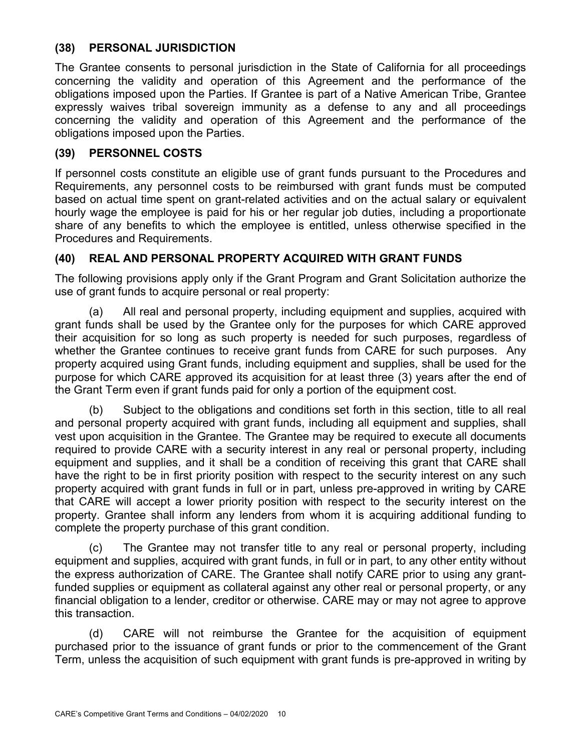### (38) PERSONAL JURISDICTION

The Grantee consents to personal jurisdiction in the State of California for all proceedings concerning the validity and operation of this Agreement and the performance of the obligations imposed upon the Parties. If Grantee is part of a Native American Tribe, Grantee expressly waives tribal sovereign immunity as a defense to any and all proceedings concerning the validity and operation of this Agreement and the performance of the obligations imposed upon the Parties.

### (39) PERSONNEL COSTS

If personnel costs constitute an eligible use of grant funds pursuant to the Procedures and Requirements, any personnel costs to be reimbursed with grant funds must be computed based on actual time spent on grant-related activities and on the actual salary or equivalent hourly wage the employee is paid for his or her regular job duties, including a proportionate share of any benefits to which the employee is entitled, unless otherwise specified in the Procedures and Requirements.

### (40) REAL AND PERSONAL PROPERTY ACQUIRED WITH GRANT FUNDS

The following provisions apply only if the Grant Program and Grant Solicitation authorize the use of grant funds to acquire personal or real property:

(a) All real and personal property, including equipment and supplies, acquired with grant funds shall be used by the Grantee only for the purposes for which CARE approved their acquisition for so long as such property is needed for such purposes, regardless of whether the Grantee continues to receive grant funds from CARE for such purposes. Any property acquired using Grant funds, including equipment and supplies, shall be used for the purpose for which CARE approved its acquisition for at least three (3) years after the end of the Grant Term even if grant funds paid for only a portion of the equipment cost.

(b) Subject to the obligations and conditions set forth in this section, title to all real and personal property acquired with grant funds, including all equipment and supplies, shall vest upon acquisition in the Grantee. The Grantee may be required to execute all documents required to provide CARE with a security interest in any real or personal property, including equipment and supplies, and it shall be a condition of receiving this grant that CARE shall have the right to be in first priority position with respect to the security interest on any such property acquired with grant funds in full or in part, unless pre-approved in writing by CARE that CARE will accept a lower priority position with respect to the security interest on the property. Grantee shall inform any lenders from whom it is acquiring additional funding to complete the property purchase of this grant condition.

(c) The Grantee may not transfer title to any real or personal property, including equipment and supplies, acquired with grant funds, in full or in part, to any other entity without the express authorization of CARE. The Grantee shall notify CARE prior to using any grant-funded supplies or equipment as collateral against any other real or personal property, or any financial obligation to a lender, creditor or otherwise. CARE may or may not agree to approve this transaction.

(d) CARE will not reimburse the Grantee for the acquisition of equipment purchased prior to the issuance of grant funds or prior to the commencement of the Grant Term, unless the acquisition of such equipment with grant funds is pre-approved in writing by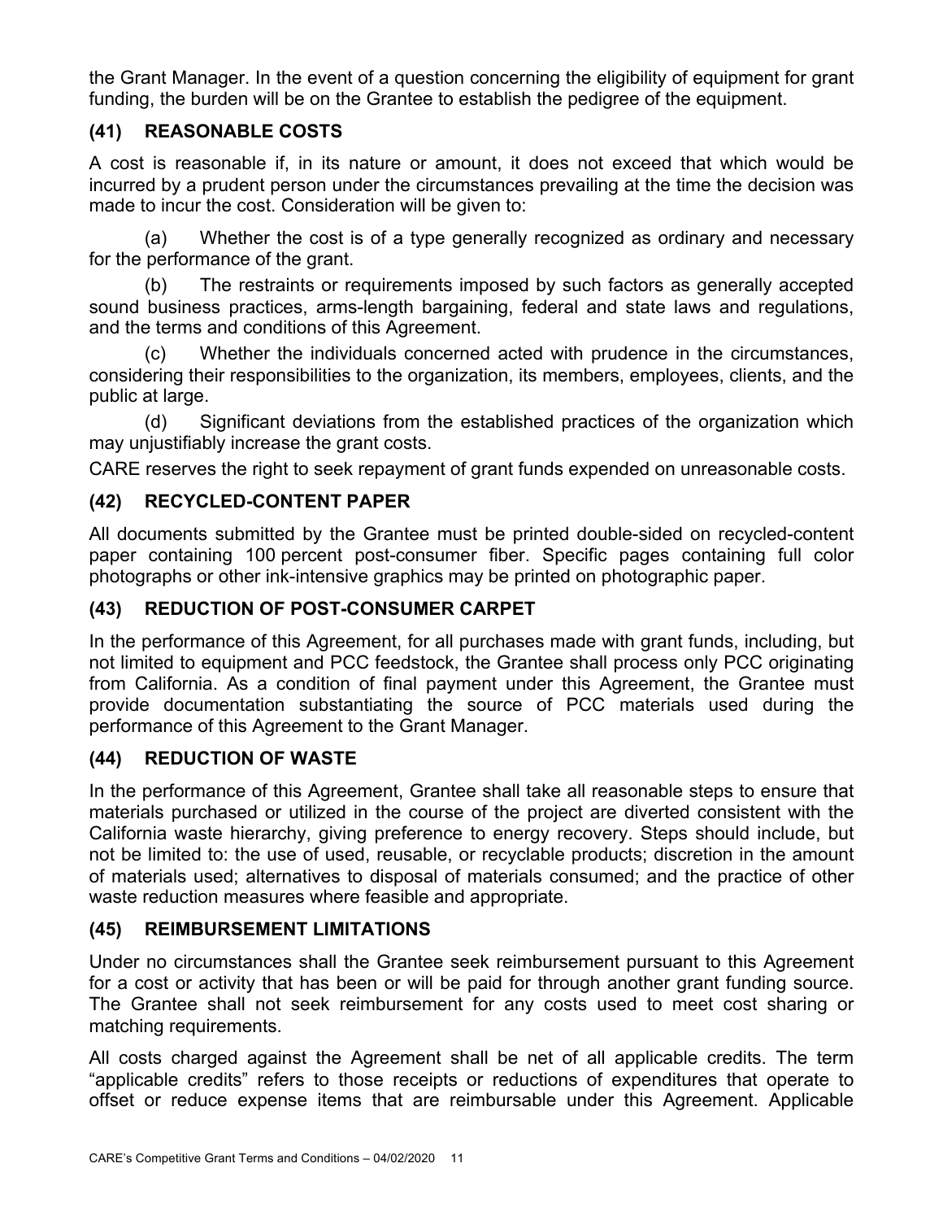the Grant Manager. In the event of a question concerning the eligibility of equipment for grant funding, the burden will be on the Grantee to establish the pedigree of the equipment.

### (41) REASONABLE COSTS

A cost is reasonable if, in its nature or amount, it does not exceed that which would be incurred by a prudent person under the circumstances prevailing at the time the decision was made to incur the cost. Consideration will be given to:

(a) Whether the cost is of a type generally recognized as ordinary and necessary for the performance of the grant.

(b) The restraints or requirements imposed by such factors as generally accepted sound business practices, arms-length bargaining, federal and state laws and regulations, and the terms and conditions of this Agreement.

(c) Whether the individuals concerned acted with prudence in the circumstances, considering their responsibilities to the organization, its members, employees, clients, and the public at large.

(d) Significant deviations from the established practices of the organization which may unjustifiably increase the grant costs.

CARE reserves the right to seek repayment of grant funds expended on unreasonable costs.

### (42) RECYCLED-CONTENT PAPER

All documents submitted by the Grantee must be printed double-sided on recycled-content paper containing 100 percent post-consumer fiber. Specific pages containing full color photographs or other ink-intensive graphics may be printed on photographic paper.

### (43) REDUCTION OF POST-CONSUMER CARPET

In the performance of this Agreement, for all purchases made with grant funds, including, but not limited to equipment and PCC feedstock, the Grantee shall process only PCC originating from California. As a condition of final payment under this Agreement, the Grantee must provide documentation substantiating the source of PCC materials used during the performance of this Agreement to the Grant Manager.

### (44) REDUCTION OF WASTE

In the performance of this Agreement, Grantee shall take all reasonable steps to ensure that materials purchased or utilized in the course of the project are diverted consistent with the California waste hierarchy, giving preference to energy recovery. Steps should include, but not be limited to: the use of used, reusable, or recyclable products; discretion in the amount of materials used; alternatives to disposal of materials consumed; and the practice of other waste reduction measures where feasible and appropriate.

### (45) REIMBURSEMENT LIMITATIONS

Under no circumstances shall the Grantee seek reimbursement pursuant to this Agreement for a cost or activity that has been or will be paid for through another grant funding source. The Grantee shall not seek reimbursement for any costs used to meet cost sharing or matching requirements.

All costs charged against the Agreement shall be net of all applicable credits. The term "applicable credits" refers to those receipts or reductions of expenditures that operate to offset or reduce expense items that are reimbursable under this Agreement. Applicable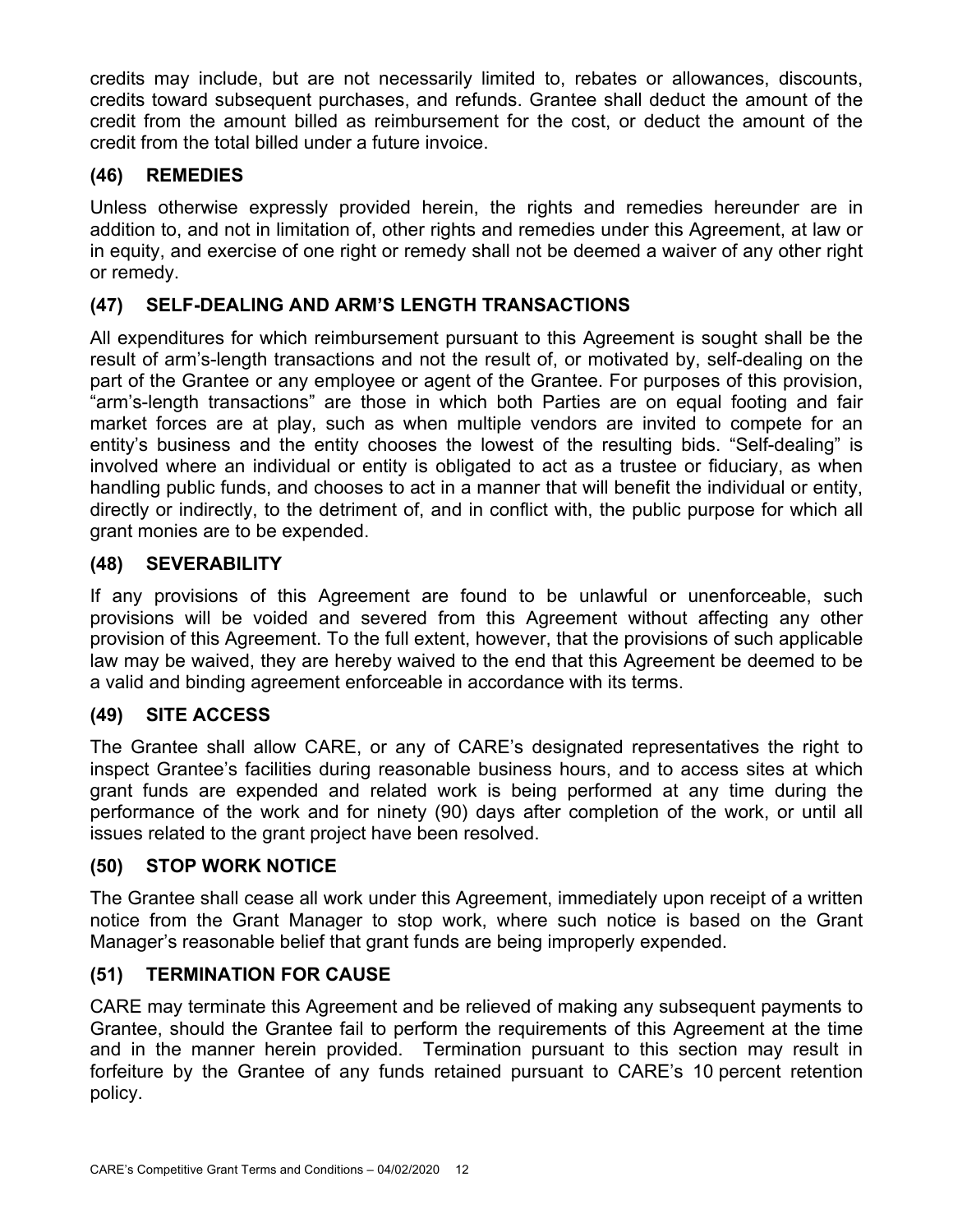credits may include, but are not necessarily limited to, rebates or allowances, discounts, credits toward subsequent purchases, and refunds. Grantee shall deduct the amount of the credit from the amount billed as reimbursement for the cost, or deduct the amount of the credit from the total billed under a future invoice.

### (46) REMEDIES

Unless otherwise expressly provided herein, the rights and remedies hereunder are in addition to, and not in limitation of, other rights and remedies under this Agreement, at law or in equity, and exercise of one right or remedy shall not be deemed a waiver of any other right or remedy.

### (47) SELF-DEALING AND ARM'S LENGTH TRANSACTIONS

All expenditures for which reimbursement pursuant to this Agreement is sought shall be the result of arm's-length transactions and not the result of, or motivated by, self-dealing on the part of the Grantee or any employee or agent of the Grantee. For purposes of this provision, "arm's-length transactions" are those in which both Parties are on equal footing and fair market forces are at play, such as when multiple vendors are invited to compete for an entity's business and the entity chooses the lowest of the resulting bids. "Self-dealing" is involved where an individual or entity is obligated to act as a trustee or fiduciary, as when handling public funds, and chooses to act in a manner that will benefit the individual or entity, directly or indirectly, to the detriment of, and in conflict with, the public purpose for which all grant monies are to be expended.

### (48) SEVERABILITY

If any provisions of this Agreement are found to be unlawful or unenforceable, such provisions will be voided and severed from this Agreement without affecting any other provision of this Agreement. To the full extent, however, that the provisions of such applicable law may be waived, they are hereby waived to the end that this Agreement be deemed to be a valid and binding agreement enforceable in accordance with its terms.

### (49) SITE ACCESS

The Grantee shall allow CARE, or any of CARE's designated representatives the right to inspect Grantee's facilities during reasonable business hours, and to access sites at which grant funds are expended and related work is being performed at any time during the performance of the work and for ninety (90) days after completion of the work, or until all issues related to the grant project have been resolved.

### (50) STOP WORK NOTICE

The Grantee shall cease all work under this Agreement, immediately upon receipt of a written notice from the Grant Manager to stop work, where such notice is based on the Grant Manager's reasonable belief that grant funds are being improperly expended.

### (51) TERMINATION FOR CAUSE

CARE may terminate this Agreement and be relieved of making any subsequent payments to Grantee, should the Grantee fail to perform the requirements of this Agreement at the time and in the manner herein provided. Termination pursuant to this section may result in forfeiture by the Grantee of any funds retained pursuant to CARE's 10 percent retention policy.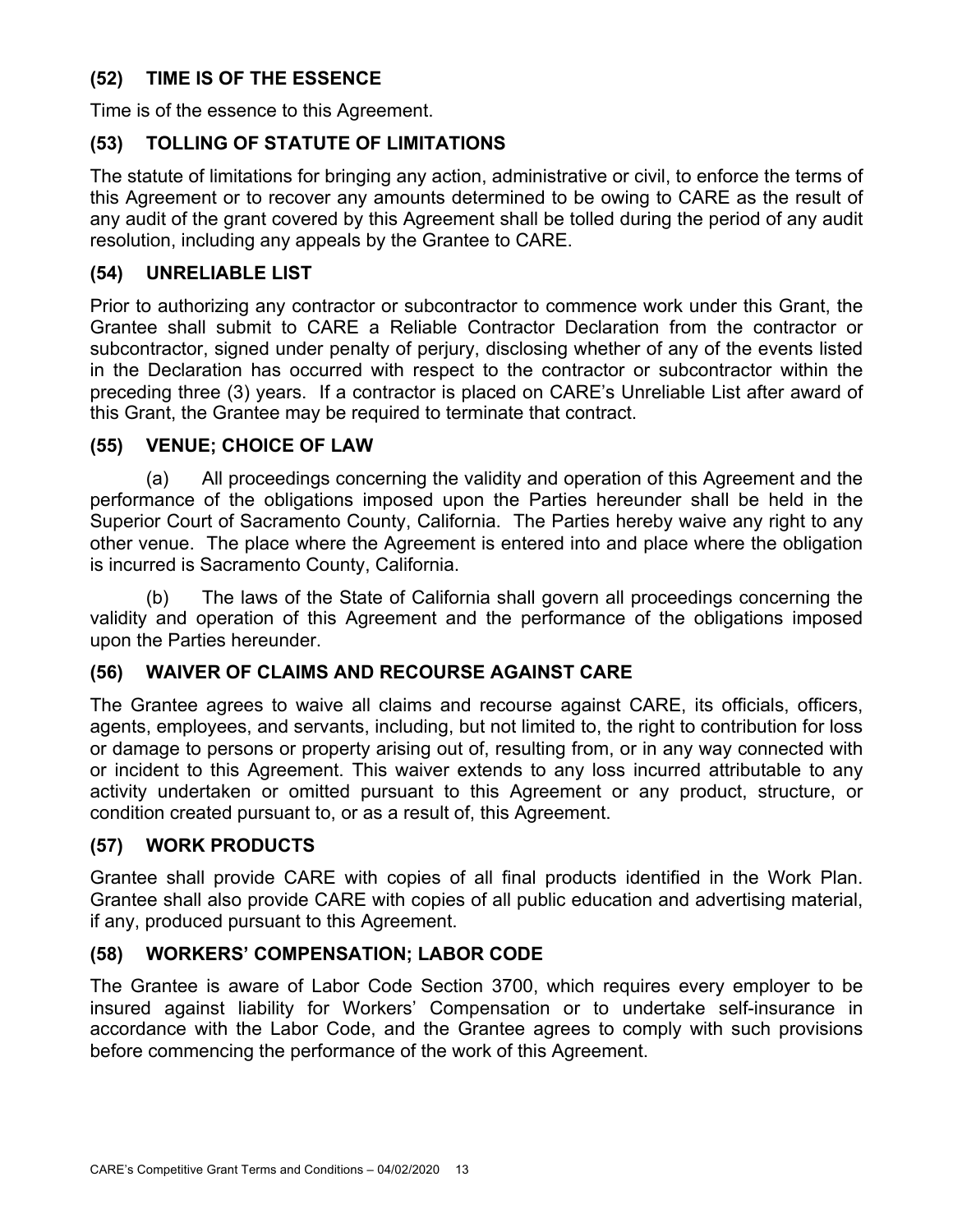### (52) TIME IS OF THE ESSENCE

Time is of the essence to this Agreement.

### (53) TOLLING OF STATUTE OF LIMITATIONS

The statute of limitations for bringing any action, administrative or civil, to enforce the terms of this Agreement or to recover any amounts determined to be owing to CARE as the result of any audit of the grant covered by this Agreement shall be tolled during the period of any audit resolution, including any appeals by the Grantee to CARE.

### (54) UNRELIABLE LIST

Prior to authorizing any contractor or subcontractor to commence work under this Grant, the Grantee shall submit to CARE a Reliable Contractor Declaration from the contractor or subcontractor, signed under penalty of perjury, disclosing whether of any of the events listed in the Declaration has occurred with respect to the contractor or subcontractor within the preceding three (3) years. If a contractor is placed on CARE's Unreliable List after award of this Grant, the Grantee may be required to terminate that contract.

### (55) VENUE; CHOICE OF LAW

(a) All proceedings concerning the validity and operation of this Agreement and the performance of the obligations imposed upon the Parties hereunder shall be held in the Superior Court of Sacramento County, California. The Parties hereby waive any right to any other venue. The place where the Agreement is entered into and place where the obligation is incurred is Sacramento County, California.

(b) The laws of the State of California shall govern all proceedings concerning the validity and operation of this Agreement and the performance of the obligations imposed upon the Parties hereunder.

### (56) WAIVER OF CLAIMS AND RECOURSE AGAINST CARE

The Grantee agrees to waive all claims and recourse against CARE, its officials, officers, agents, employees, and servants, including, but not limited to, the right to contribution for loss or damage to persons or property arising out of, resulting from, or in any way connected with or incident to this Agreement. This waiver extends to any loss incurred attributable to any activity undertaken or omitted pursuant to this Agreement or any product, structure, or condition created pursuant to, or as a result of, this Agreement.

### (57) WORK PRODUCTS

Grantee shall provide CARE with copies of all final products identified in the Work Plan. Grantee shall also provide CARE with copies of all public education and advertising material, if any, produced pursuant to this Agreement.

### (58) WORKERS' COMPENSATION; LABOR CODE

The Grantee is aware of Labor Code Section 3700, which requires every employer to be insured against liability for Workers' Compensation or to undertake self-insurance in accordance with the Labor Code, and the Grantee agrees to comply with such provisions before commencing the performance of the work of this Agreement.